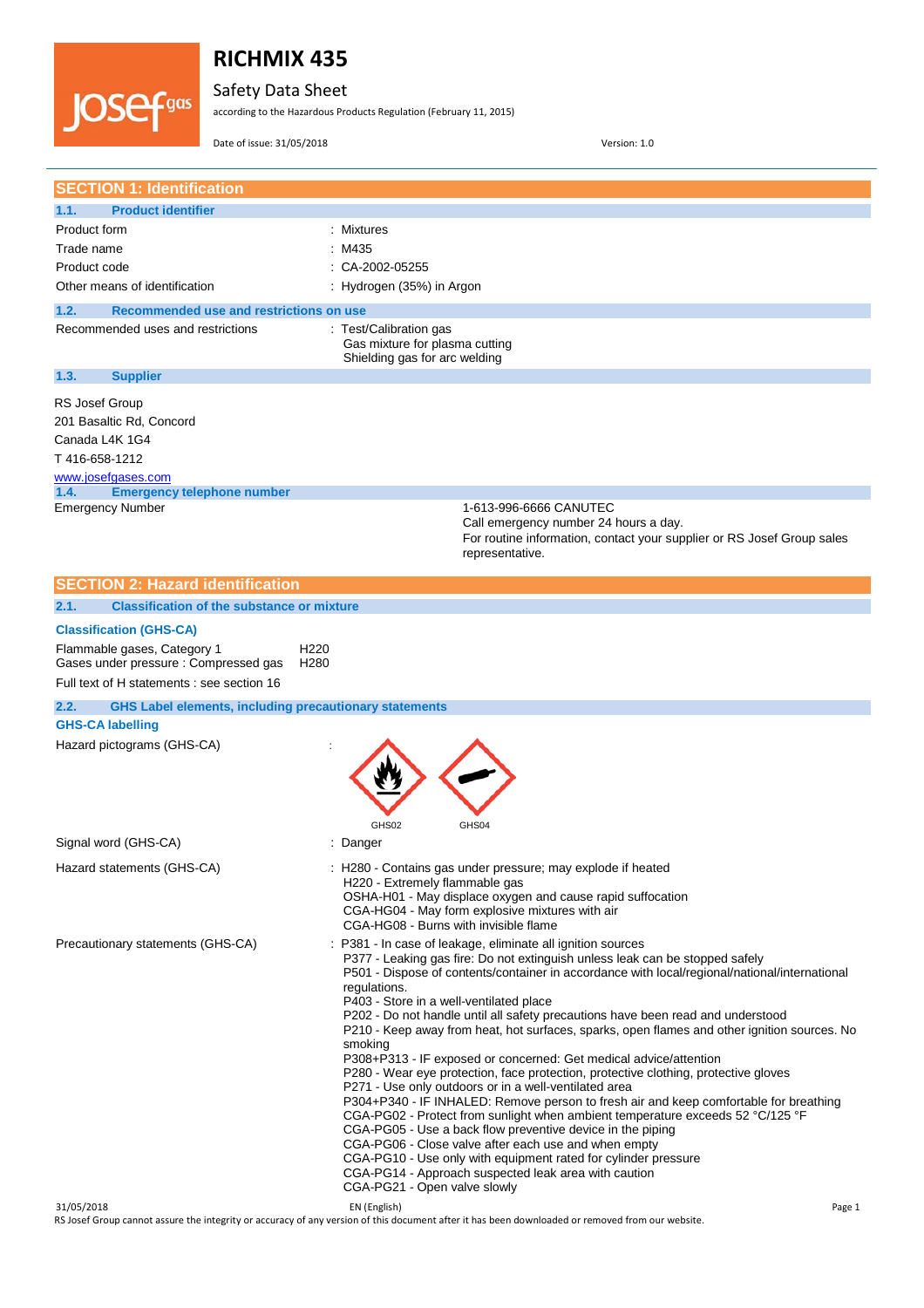# RICHMIX 435

Safety Data Sheet

according to the Hazardous Products Regulation (February 11, 2015)

Date of issue: 31/05/2018    Version: 1.0

## SECTION 1: Identification

### 1.1. Product identifier

| | |
|---|---|
| Product form | : Mixtures |
| Trade name | : M435 |
| Product code | : CA-2002-05255 |
| Other means of identification | : Hydrogen (35%) in Argon |

### 1.2. Recommended use and restrictions on use

| | |
|---|---|
| Recommended uses and restrictions | : Test/Calibration gas<br>Gas mixture for plasma cutting<br>Shielding gas for arc welding |

### 1.3. Supplier

RS Josef Group
201 Basaltic Rd, Concord
Canada L4K 1G4
T 416-658-1212
www.josefgases.com

### 1.4. Emergency telephone number

| | |
|---|---|
| Emergency Number | 1-613-996-6666 CANUTEC<br>Call emergency number 24 hours a day.<br>For routine information, contact your supplier or RS Josef Group sales representative. |

## SECTION 2: Hazard identification

### 2.1. Classification of the substance or mixture

**Classification (GHS-CA)**

| | |
|---|---|
| Flammable gases, Category 1 | H220 |
| Gases under pressure : Compressed gas | H280 |

Full text of H statements : see section 16

### 2.2. GHS Label elements, including precautionary statements

**GHS-CA labelling**

Hazard pictograms (GHS-CA) :

GHS02 GHS04

Signal word (GHS-CA) : Danger

Hazard statements (GHS-CA) :
- H280 - Contains gas under pressure; may explode if heated
- H220 - Extremely flammable gas
- OSHA-H01 - May displace oxygen and cause rapid suffocation
- CGA-HG04 - May form explosive mixtures with air
- CGA-HG08 - Burns with invisible flame

Precautionary statements (GHS-CA) :
- P381 - In case of leakage, eliminate all ignition sources
- P377 - Leaking gas fire: Do not extinguish unless leak can be stopped safely
- P501 - Dispose of contents/container in accordance with local/regional/national/international regulations.
- P403 - Store in a well-ventilated place
- P202 - Do not handle until all safety precautions have been read and understood
- P210 - Keep away from heat, hot surfaces, sparks, open flames and other ignition sources. No smoking
- P308+P313 - IF exposed or concerned: Get medical advice/attention
- P280 - Wear eye protection, face protection, protective clothing, protective gloves
- P271 - Use only outdoors or in a well-ventilated area
- P304+P340 - IF INHALED: Remove person to fresh air and keep comfortable for breathing
- CGA-PG02 - Protect from sunlight when ambient temperature exceeds 52 °C/125 °F
- CGA-PG05 - Use a back flow preventive device in the piping
- CGA-PG06 - Close valve after each use and when empty
- CGA-PG10 - Use only with equipment rated for cylinder pressure
- CGA-PG14 - Approach suspected leak area with caution
- CGA-PG21 - Open valve slowly

RS Josef Group cannot assure the integrity or accuracy of any version of this document after it has been downloaded or removed from our website.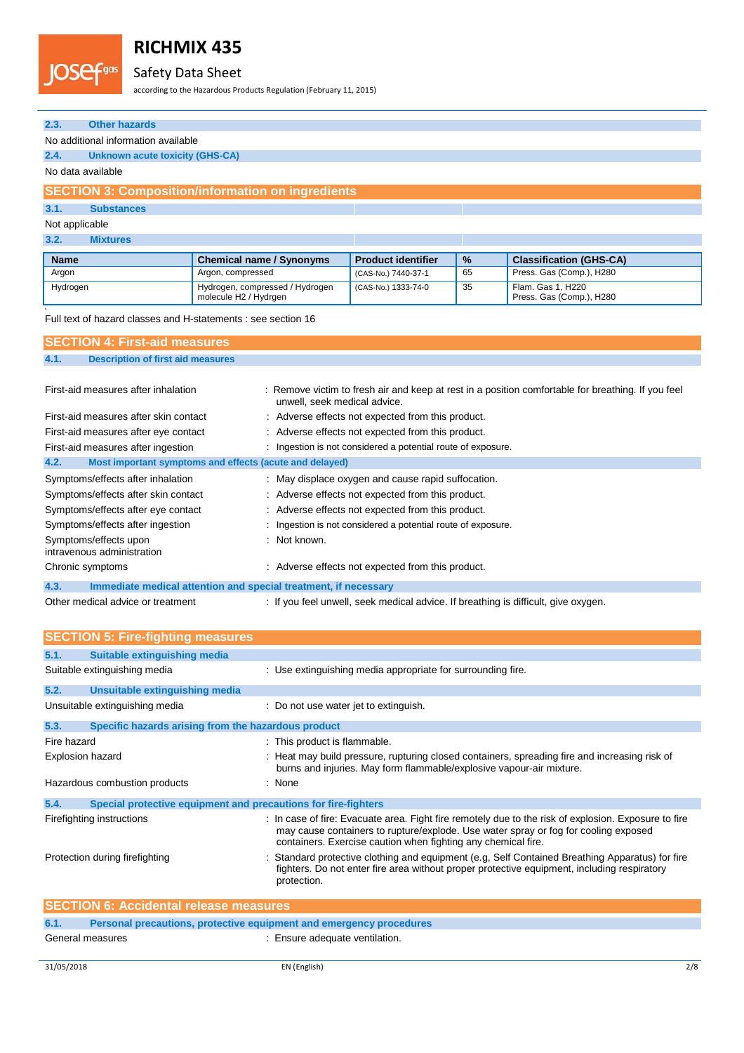### 2.3. Other hazards

No additional information available

### 2.4. Unknown acute toxicity (GHS-CA)

No data available

## SECTION 3: Composition/information on ingredients

### 3.1. Substances

Not applicable

### 3.2. Mixtures

| Name | Chemical name / Synonyms | Product identifier | % | Classification (GHS-CA) |
|---|---|---|---|---|
| Argon | Argon, compressed | (CAS-No.) 7440-37-1 | 65 | Press. Gas (Comp.), H280 |
| Hydrogen | Hydrogen, compressed / Hydrogen molecule H2 / Hydrgen | (CAS-No.) 1333-74-0 | 35 | Flam. Gas 1, H220<br>Press. Gas (Comp.), H280 |

Full text of hazard classes and H-statements : see section 16

## SECTION 4: First-aid measures

### 4.1. Description of first aid measures

First-aid measures after inhalation : Remove victim to fresh air and keep at rest in a position comfortable for breathing. If you feel unwell, seek medical advice.

First-aid measures after skin contact : Adverse effects not expected from this product.

First-aid measures after eye contact : Adverse effects not expected from this product.

First-aid measures after ingestion : Ingestion is not considered a potential route of exposure.

### 4.2. Most important symptoms and effects (acute and delayed)

Symptoms/effects after inhalation : May displace oxygen and cause rapid suffocation.

Symptoms/effects after skin contact : Adverse effects not expected from this product.

Symptoms/effects after eye contact : Adverse effects not expected from this product.

Symptoms/effects after ingestion : Ingestion is not considered a potential route of exposure.

Symptoms/effects upon intravenous administration : Not known.

Chronic symptoms : Adverse effects not expected from this product.

### 4.3. Immediate medical attention and special treatment, if necessary

Other medical advice or treatment : If you feel unwell, seek medical advice. If breathing is difficult, give oxygen.

## SECTION 5: Fire-fighting measures

### 5.1. Suitable extinguishing media

Suitable extinguishing media : Use extinguishing media appropriate for surrounding fire.

### 5.2. Unsuitable extinguishing media

Unsuitable extinguishing media : Do not use water jet to extinguish.

### 5.3. Specific hazards arising from the hazardous product

Fire hazard : This product is flammable.

Explosion hazard : Heat may build pressure, rupturing closed containers, spreading fire and increasing risk of burns and injuries. May form flammable/explosive vapour-air mixture.

Hazardous combustion products : None

### 5.4. Special protective equipment and precautions for fire-fighters

Firefighting instructions : In case of fire: Evacuate area. Fight fire remotely due to the risk of explosion. Exposure to fire may cause containers to rupture/explode. Use water spray or fog for cooling exposed containers. Exercise caution when fighting any chemical fire.

Protection during firefighting : Standard protective clothing and equipment (e.g, Self Contained Breathing Apparatus) for fire fighters. Do not enter fire area without proper protective equipment, including respiratory protection.

## SECTION 6: Accidental release measures

### 6.1. Personal precautions, protective equipment and emergency procedures

General measures : Ensure adequate ventilation.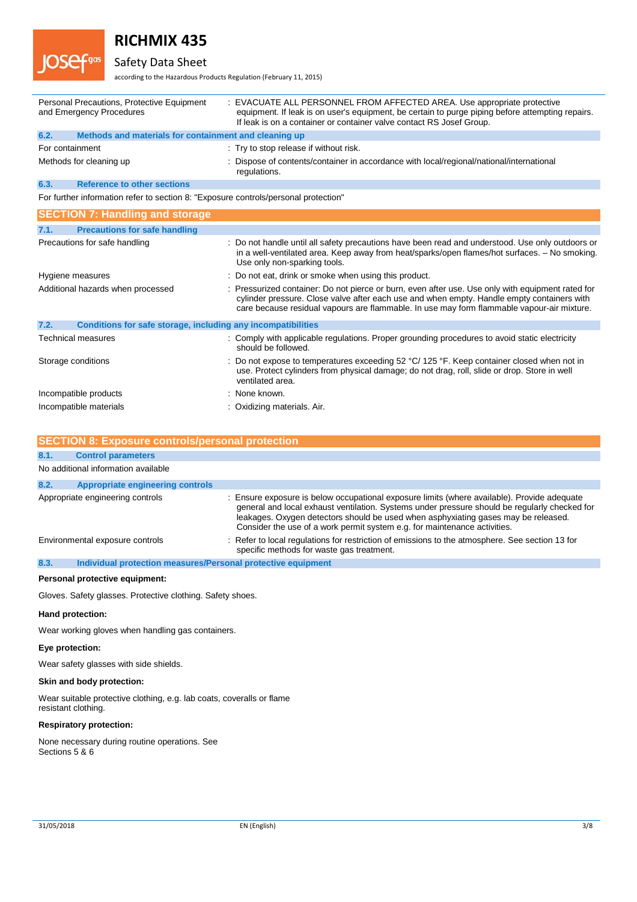| | |
|---|---|
| Personal Precautions, Protective Equipment and Emergency Procedures | : EVACUATE ALL PERSONNEL FROM AFFECTED AREA. Use appropriate protective equipment. If leak is on user's equipment, be certain to purge piping before attempting repairs. If leak is on a container or container valve contact RS Josef Group. |

### 6.2. Methods and materials for containment and cleaning up

| | |
|---|---|
| For containment | : Try to stop release if without risk. |
| Methods for cleaning up | : Dispose of contents/container in accordance with local/regional/national/international regulations. |

### 6.3. Reference to other sections

For further information refer to section 8: "Exposure controls/personal protection"

## SECTION 7: Handling and storage

### 7.1. Precautions for safe handling

| | |
|---|---|
| Precautions for safe handling | : Do not handle until all safety precautions have been read and understood. Use only outdoors or in a well-ventilated area. Keep away from heat/sparks/open flames/hot surfaces. – No smoking. Use only non-sparking tools. |
| Hygiene measures | : Do not eat, drink or smoke when using this product. |
| Additional hazards when processed | : Pressurized container: Do not pierce or burn, even after use. Use only with equipment rated for cylinder pressure. Close valve after each use and when empty. Handle empty containers with care because residual vapours are flammable. In use may form flammable vapour-air mixture. |

### 7.2. Conditions for safe storage, including any incompatibilities

| | |
|---|---|
| Technical measures | : Comply with applicable regulations. Proper grounding procedures to avoid static electricity should be followed. |
| Storage conditions | : Do not expose to temperatures exceeding 52 °C/ 125 °F. Keep container closed when not in use. Protect cylinders from physical damage; do not drag, roll, slide or drop. Store in well ventilated area. |
| Incompatible products | : None known. |
| Incompatible materials | : Oxidizing materials. Air. |

## SECTION 8: Exposure controls/personal protection

### 8.1. Control parameters

No additional information available

### 8.2. Appropriate engineering controls

| | |
|---|---|
| Appropriate engineering controls | : Ensure exposure is below occupational exposure limits (where available). Provide adequate general and local exhaust ventilation. Systems under pressure should be regularly checked for leakages. Oxygen detectors should be used when asphyxiating gases may be released. Consider the use of a work permit system e.g. for maintenance activities. |
| Environmental exposure controls | : Refer to local regulations for restriction of emissions to the atmosphere. See section 13 for specific methods for waste gas treatment. |

### 8.3. Individual protection measures/Personal protective equipment

**Personal protective equipment:**

Gloves. Safety glasses. Protective clothing. Safety shoes.

**Hand protection:**

Wear working gloves when handling gas containers.

**Eye protection:**

Wear safety glasses with side shields.

**Skin and body protection:**

Wear suitable protective clothing, e.g. lab coats, coveralls or flame resistant clothing.

**Respiratory protection:**

None necessary during routine operations. See Sections 5 & 6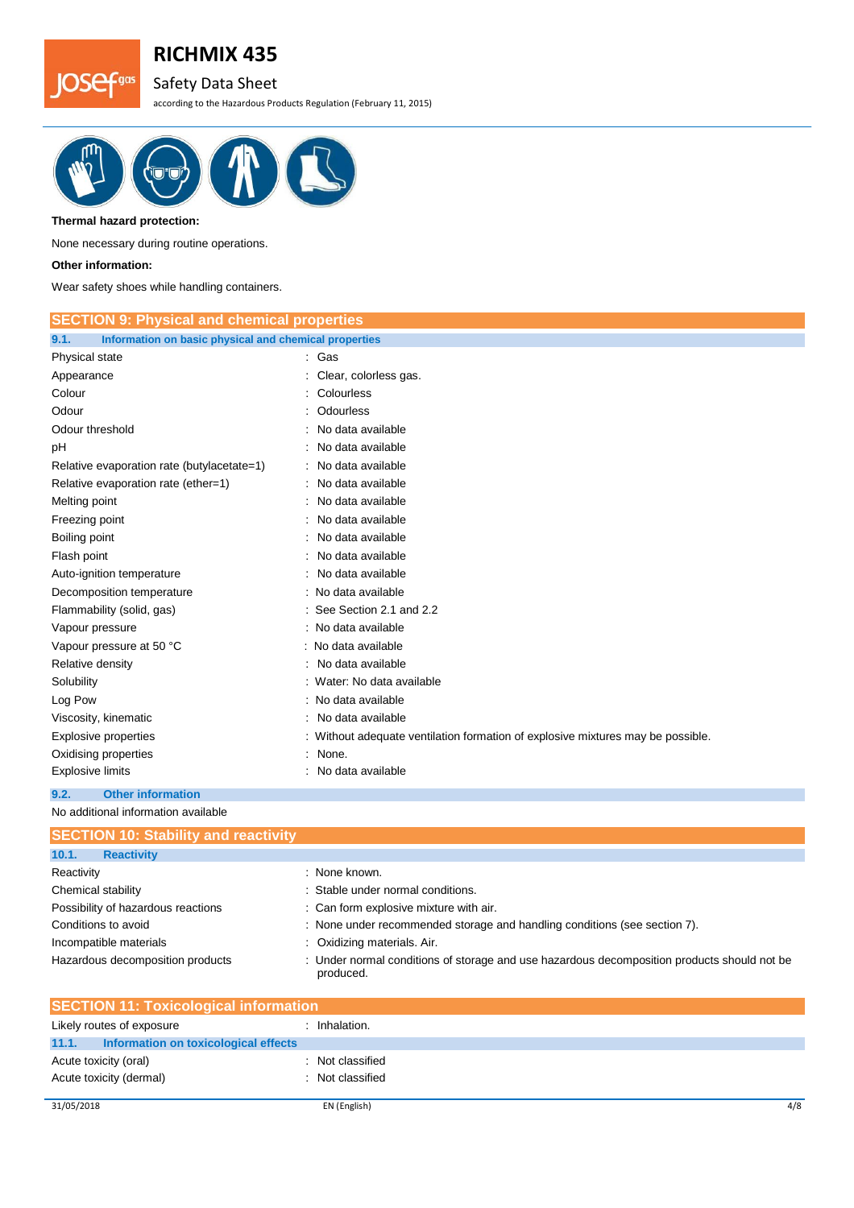**Thermal hazard protection:**

None necessary during routine operations.

**Other information:**

Wear safety shoes while handling containers.

## SECTION 9: Physical and chemical properties

### 9.1. Information on basic physical and chemical properties

| | |
|---|---|
| Physical state | : Gas |
| Appearance | : Clear, colorless gas. |
| Colour | : Colourless |
| Odour | : Odourless |
| Odour threshold | : No data available |
| pH | : No data available |
| Relative evaporation rate (butylacetate=1) | : No data available |
| Relative evaporation rate (ether=1) | : No data available |
| Melting point | : No data available |
| Freezing point | : No data available |
| Boiling point | : No data available |
| Flash point | : No data available |
| Auto-ignition temperature | : No data available |
| Decomposition temperature | : No data available |
| Flammability (solid, gas) | : See Section 2.1 and 2.2 |
| Vapour pressure | : No data available |
| Vapour pressure at 50 °C | : No data available |
| Relative density | : No data available |
| Solubility | : Water: No data available |
| Log Pow | : No data available |
| Viscosity, kinematic | : No data available |
| Explosive properties | : Without adequate ventilation formation of explosive mixtures may be possible. |
| Oxidising properties | : None. |
| Explosive limits | : No data available |

### 9.2. Other information

No additional information available

## SECTION 10: Stability and reactivity

### 10.1. Reactivity

| | |
|---|---|
| Reactivity | : None known. |
| Chemical stability | : Stable under normal conditions. |
| Possibility of hazardous reactions | : Can form explosive mixture with air. |
| Conditions to avoid | : None under recommended storage and handling conditions (see section 7). |
| Incompatible materials | : Oxidizing materials. Air. |
| Hazardous decomposition products | : Under normal conditions of storage and use hazardous decomposition products should not be produced. |

## SECTION 11: Toxicological information

| | |
|---|---|
| Likely routes of exposure | : Inhalation. |

### 11.1. Information on toxicological effects

| | |
|---|---|
| Acute toxicity (oral) | : Not classified |
| Acute toxicity (dermal) | : Not classified |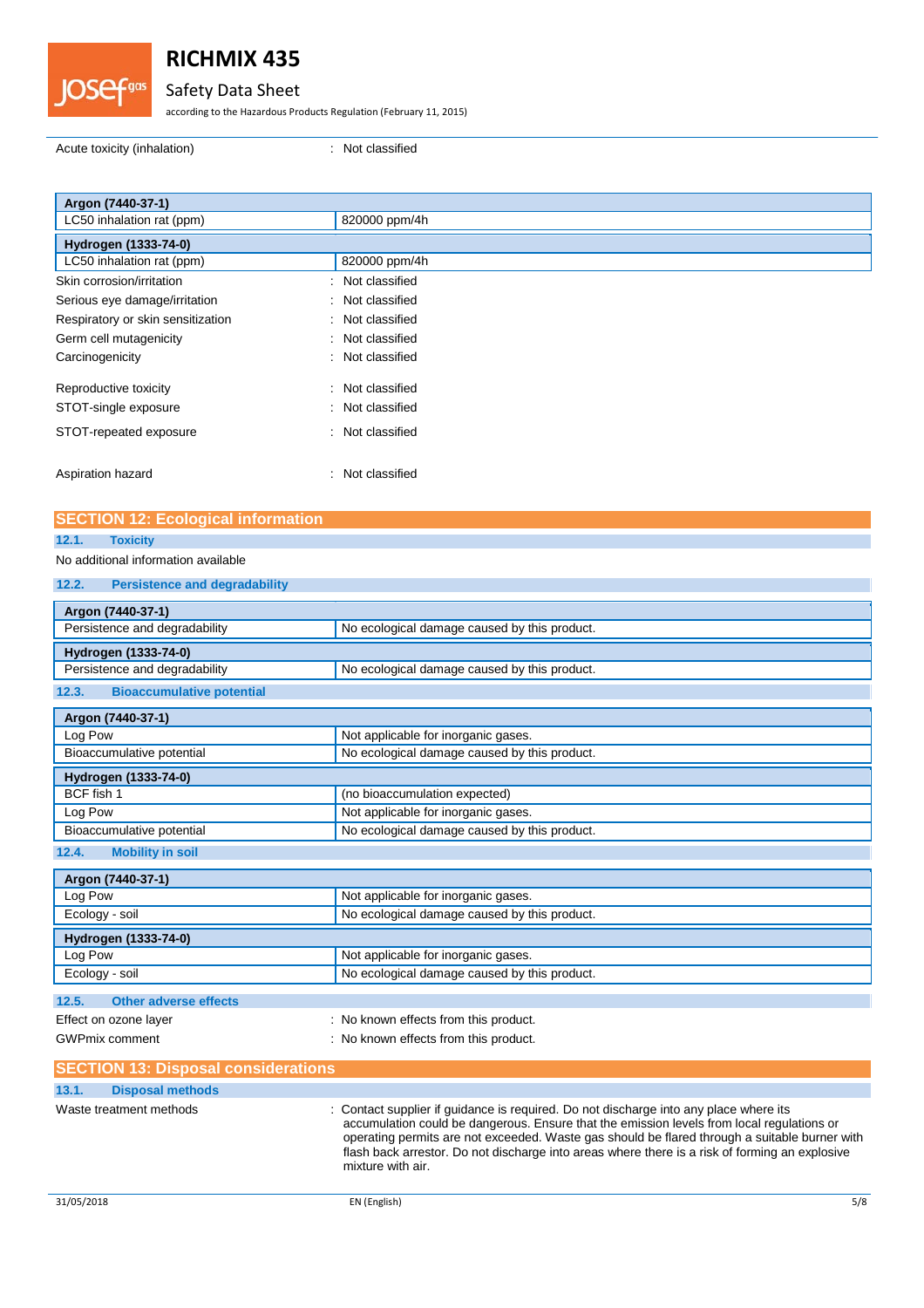Acute toxicity (inhalation) : Not classified

| Argon (7440-37-1) | |
|---|---|
| LC50 inhalation rat (ppm) | 820000 ppm/4h |
| **Hydrogen (1333-74-0)** | |
| LC50 inhalation rat (ppm) | 820000 ppm/4h |

Skin corrosion/irritation : Not classified

Serious eye damage/irritation : Not classified

Respiratory or skin sensitization : Not classified

Germ cell mutagenicity : Not classified

Carcinogenicity : Not classified

Reproductive toxicity : Not classified

STOT-single exposure : Not classified

STOT-repeated exposure : Not classified

Aspiration hazard : Not classified

## SECTION 12: Ecological information

### 12.1. Toxicity

No additional information available

### 12.2. Persistence and degradability

| Argon (7440-37-1) | |
|---|---|
| Persistence and degradability | No ecological damage caused by this product. |
| **Hydrogen (1333-74-0)** | |
| Persistence and degradability | No ecological damage caused by this product. |

### 12.3. Bioaccumulative potential

| Argon (7440-37-1) | |
|---|---|
| Log Pow | Not applicable for inorganic gases. |
| Bioaccumulative potential | No ecological damage caused by this product. |
| **Hydrogen (1333-74-0)** | |
| BCF fish 1 | (no bioaccumulation expected) |
| Log Pow | Not applicable for inorganic gases. |
| Bioaccumulative potential | No ecological damage caused by this product. |

### 12.4. Mobility in soil

| Argon (7440-37-1) | |
|---|---|
| Log Pow | Not applicable for inorganic gases. |
| Ecology - soil | No ecological damage caused by this product. |
| **Hydrogen (1333-74-0)** | |
| Log Pow | Not applicable for inorganic gases. |
| Ecology - soil | No ecological damage caused by this product. |

### 12.5. Other adverse effects

Effect on ozone layer : No known effects from this product.

GWPmix comment : No known effects from this product.

## SECTION 13: Disposal considerations

### 13.1. Disposal methods

Waste treatment methods : Contact supplier if guidance is required. Do not discharge into any place where its accumulation could be dangerous. Ensure that the emission levels from local regulations or operating permits are not exceeded. Waste gas should be flared through a suitable burner with flash back arrestor. Do not discharge into areas where there is a risk of forming an explosive mixture with air.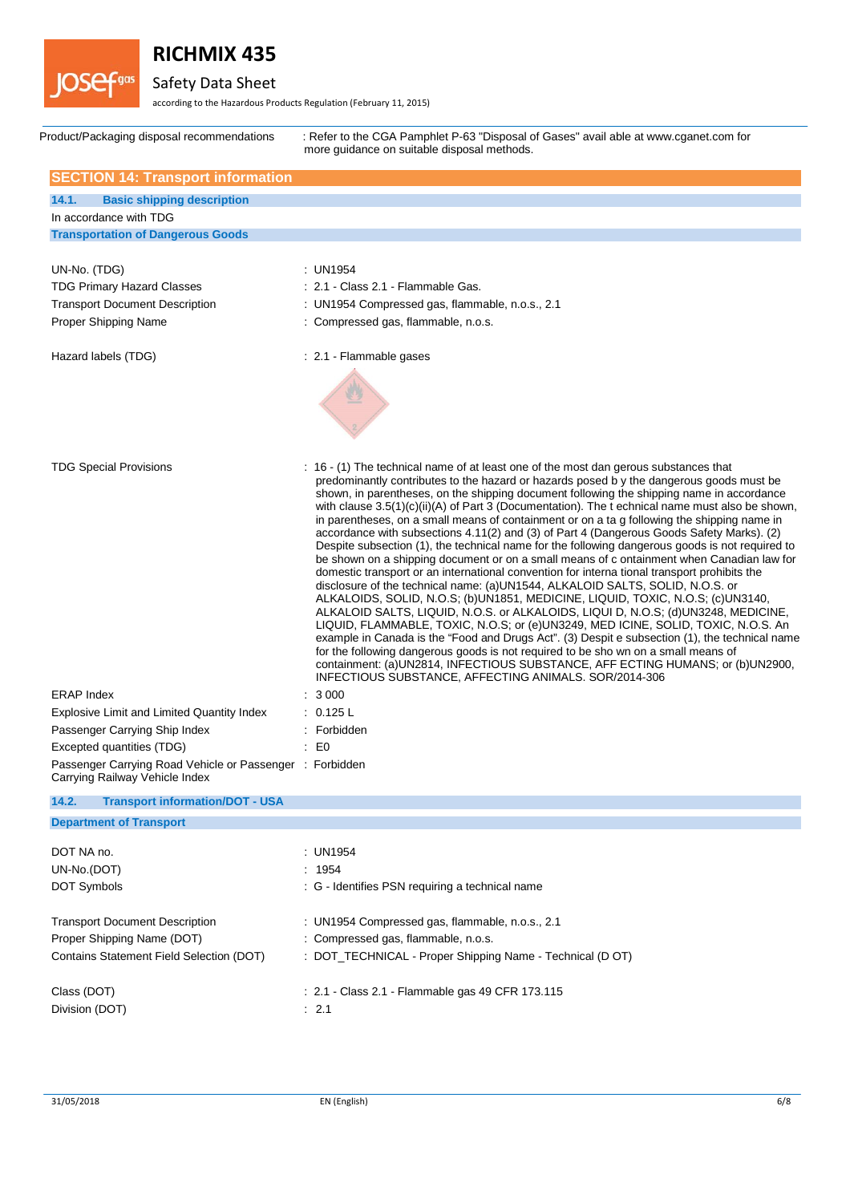| | |
|---|---|
| Product/Packaging disposal recommendations | : Refer to the CGA Pamphlet P-63 "Disposal of Gases" avail able at www.cganet.com for more guidance on suitable disposal methods. |

## SECTION 14: Transport information

### 14.1. Basic shipping description

In accordance with TDG

**Transportation of Dangerous Goods**

| | |
|---|---|
| UN-No. (TDG) | : UN1954 |
| TDG Primary Hazard Classes | : 2.1 - Class 2.1 - Flammable Gas. |
| Transport Document Description | : UN1954 Compressed gas, flammable, n.o.s., 2.1 |
| Proper Shipping Name | : Compressed gas, flammable, n.o.s. |
| Hazard labels (TDG) | : 2.1 - Flammable gases |
| TDG Special Provisions | : 16 - (1) The technical name of at least one of the most dan gerous substances that predominantly contributes to the hazard or hazards posed b y the dangerous goods must be shown, in parentheses, on the shipping document following the shipping name in accordance with clause 3.5(1)(c)(ii)(A) of Part 3 (Documentation). The t echnical name must also be shown, in parentheses, on a small means of containment or on a ta g following the shipping name in accordance with subsections 4.11(2) and (3) of Part 4 (Dangerous Goods Safety Marks). (2) Despite subsection (1), the technical name for the following dangerous goods is not required to be shown on a shipping document or on a small means of c ontainment when Canadian law for domestic transport or an international convention for interna tional transport prohibits the disclosure of the technical name: (a)UN1544, ALKALOID SALTS, SOLID, N.O.S. or ALKALOIDS, SOLID, N.O.S; (b)UN1851, MEDICINE, LIQUID, TOXIC, N.O.S; (c)UN3140, ALKALOID SALTS, LIQUID, N.O.S. or ALKALOIDS, LIQUI D, N.O.S; (d)UN3248, MEDICINE, LIQUID, FLAMMABLE, TOXIC, N.O.S; or (e)UN3249, MED ICINE, SOLID, TOXIC, N.O.S. An example in Canada is the "Food and Drugs Act". (3) Despit e subsection (1), the technical name for the following dangerous goods is not required to be sho wn on a small means of containment: (a)UN2814, INFECTIOUS SUBSTANCE, AFF ECTING HUMANS; or (b)UN2900, INFECTIOUS SUBSTANCE, AFFECTING ANIMALS. SOR/2014-306 |
| ERAP Index | : 3 000 |
| Explosive Limit and Limited Quantity Index | : 0.125 L |
| Passenger Carrying Ship Index | : Forbidden |
| Excepted quantities (TDG) | : E0 |
| Passenger Carrying Road Vehicle or Passenger Carrying Railway Vehicle Index | : Forbidden |

### 14.2. Transport information/DOT - USA

**Department of Transport**

| | |
|---|---|
| DOT NA no. | : UN1954 |
| UN-No.(DOT) | : 1954 |
| DOT Symbols | : G - Identifies PSN requiring a technical name |
| Transport Document Description | : UN1954 Compressed gas, flammable, n.o.s., 2.1 |
| Proper Shipping Name (DOT) | : Compressed gas, flammable, n.o.s. |
| Contains Statement Field Selection (DOT) | : DOT_TECHNICAL - Proper Shipping Name - Technical (D OT) |
| Class (DOT) | : 2.1 - Class 2.1 - Flammable gas 49 CFR 173.115 |
| Division (DOT) | : 2.1 |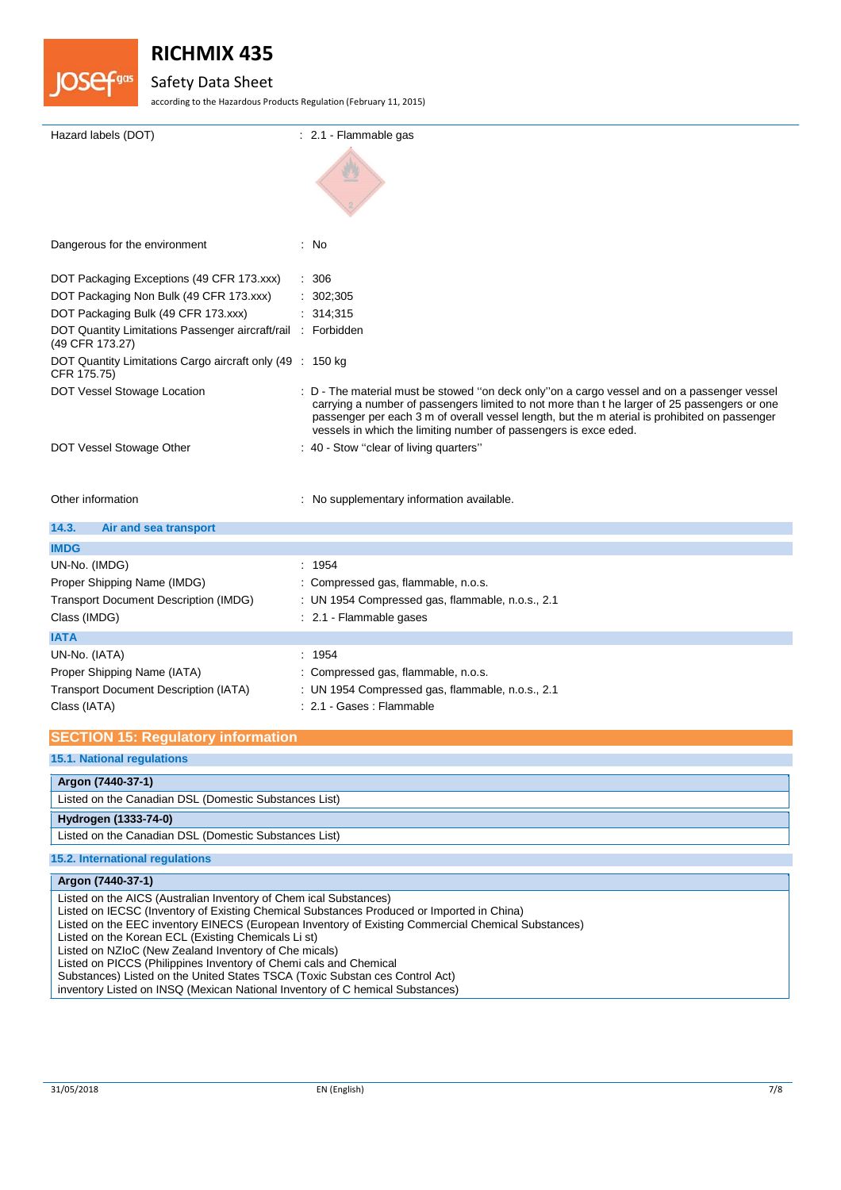| | |
|---|---|
| Hazard labels (DOT) | : 2.1 - Flammable gas |
| Dangerous for the environment | : No |
| DOT Packaging Exceptions (49 CFR 173.xxx) | : 306 |
| DOT Packaging Non Bulk (49 CFR 173.xxx) | : 302;305 |
| DOT Packaging Bulk (49 CFR 173.xxx) | : 314;315 |
| DOT Quantity Limitations Passenger aircraft/rail (49 CFR 173.27) | : Forbidden |
| DOT Quantity Limitations Cargo aircraft only (49 CFR 175.75) | : 150 kg |
| DOT Vessel Stowage Location | : D - The material must be stowed ''on deck only''on a cargo vessel and on a passenger vessel carrying a number of passengers limited to not more than t he larger of 25 passengers or one passenger per each 3 m of overall vessel length, but the m aterial is prohibited on passenger vessels in which the limiting number of passengers is exce eded. |
| DOT Vessel Stowage Other | : 40 - Stow "clear of living quarters" |
| Other information | : No supplementary information available. |

### 14.3. Air and sea transport

**IMDG**

| | |
|---|---|
| UN-No. (IMDG) | : 1954 |
| Proper Shipping Name (IMDG) | : Compressed gas, flammable, n.o.s. |
| Transport Document Description (IMDG) | : UN 1954 Compressed gas, flammable, n.o.s., 2.1 |
| Class (IMDG) | : 2.1 - Flammable gases |

**IATA**

| | |
|---|---|
| UN-No. (IATA) | : 1954 |
| Proper Shipping Name (IATA) | : Compressed gas, flammable, n.o.s. |
| Transport Document Description (IATA) | : UN 1954 Compressed gas, flammable, n.o.s., 2.1 |
| Class (IATA) | : 2.1 - Gases : Flammable |

## SECTION 15: Regulatory information

### 15.1. National regulations

**Argon (7440-37-1)**

Listed on the Canadian DSL (Domestic Substances List)

**Hydrogen (1333-74-0)**

Listed on the Canadian DSL (Domestic Substances List)

### 15.2. International regulations

**Argon (7440-37-1)**

Listed on the AICS (Australian Inventory of Chem ical Substances)
Listed on IECSC (Inventory of Existing Chemical Substances Produced or Imported in China)
Listed on the EEC inventory EINECS (European Inventory of Existing Commercial Chemical Substances)
Listed on the Korean ECL (Existing Chemicals Li st)
Listed on NZIoC (New Zealand Inventory of Che micals)
Listed on PICCS (Philippines Inventory of Chemi cals and Chemical
Substances) Listed on the United States TSCA (Toxic Substan ces Control Act)
inventory Listed on INSQ (Mexican National Inventory of C hemical Substances)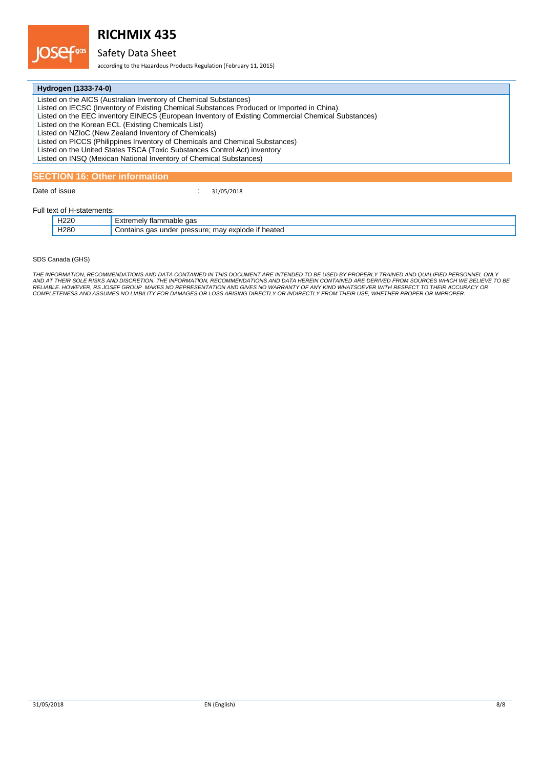| Hydrogen (1333-74-0) |
|---|
| Listed on the AICS (Australian Inventory of Chemical Substances)<br>Listed on IECSC (Inventory of Existing Chemical Substances Produced or Imported in China)<br>Listed on the EEC inventory EINECS (European Inventory of Existing Commercial Chemical Substances)<br>Listed on the Korean ECL (Existing Chemicals List)<br>Listed on NZIoC (New Zealand Inventory of Chemicals)<br>Listed on PICCS (Philippines Inventory of Chemicals and Chemical Substances)<br>Listed on the United States TSCA (Toxic Substances Control Act) inventory<br>Listed on INSQ (Mexican National Inventory of Chemical Substances) |

## SECTION 16: Other information

Date of issue : 31/05/2018

Full text of H-statements:

| | |
|---|---|
| H220 | Extremely flammable gas |
| H280 | Contains gas under pressure; may explode if heated |

SDS Canada (GHS)

*THE INFORMATION, RECOMMENDATIONS AND DATA CONTAINED IN THIS DOCUMENT ARE INTENDED TO BE USED BY PROPERLY TRAINED AND QUALIFIED PERSONNEL ONLY AND AT THEIR SOLE RISKS AND DISCRETION. THE INFORMATION, RECOMMENDATIONS AND DATA HEREIN CONTAINED ARE DERIVED FROM SOURCES WHICH WE BELIEVE TO BE RELIABLE. HOWEVER, RS JOSEF GROUP MAKES NO REPRESENTATION AND GIVES NO WARRANTY OF ANY KIND WHATSOEVER WITH RESPECT TO THEIR ACCURACY OR COMPLETENESS AND ASSUMES NO LIABILITY FOR DAMAGES OR LOSS ARISING DIRECTLY OR INDIRECTLY FROM THEIR USE, WHETHER PROPER OR IMPROPER.*